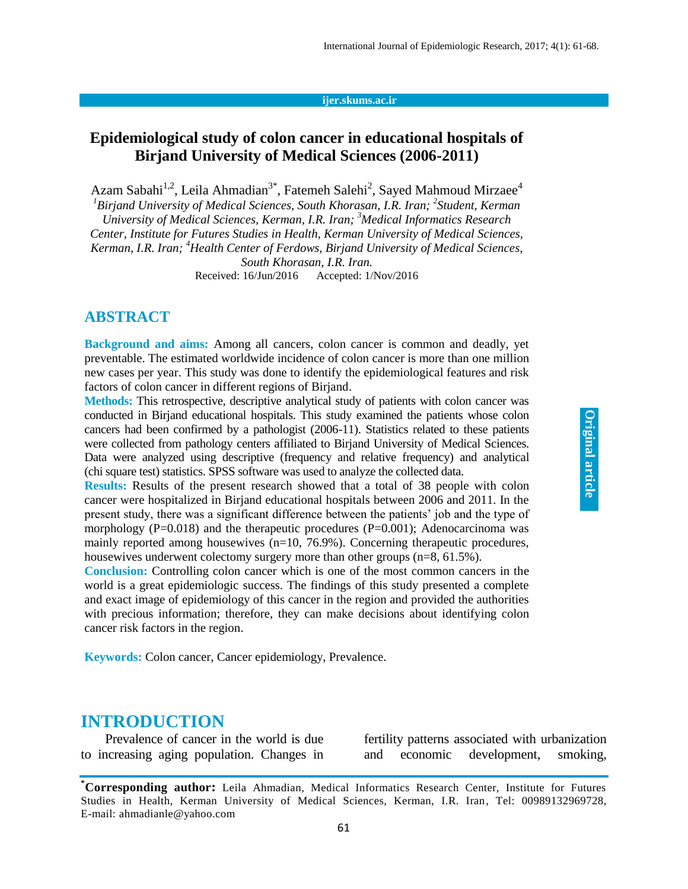# Epidemiological study of colon cancer in educational hospitals of Birjand University of Medical Sciences (2006-2011)

Azam Sabahi[1,2], Leila Ahmadian[3*], Fatemeh Salehi[2], Sayed Mahmoud Mirzaee[4]

*[1]Birjand University of Medical Sciences, South Khorasan, I.R. Iran; [2]Student, Kerman University of Medical Sciences, Kerman, I.R. Iran; [3]Medical Informatics Research Center, Institute for Futures Studies in Health, Kerman University of Medical Sciences, Kerman, I.R. Iran; [4]Health Center of Ferdows, Birjand University of Medical Sciences, South Khorasan, I.R. Iran.*

Received: 16/Jun/2016 Accepted: 1/Nov/2016

## ABSTRACT

**Background and aims:** Among all cancers, colon cancer is common and deadly, yet preventable. The estimated worldwide incidence of colon cancer is more than one million new cases per year. This study was done to identify the epidemiological features and risk factors of colon cancer in different regions of Birjand.

**Methods:** This retrospective, descriptive analytical study of patients with colon cancer was conducted in Birjand educational hospitals. This study examined the patients whose colon cancers had been confirmed by a pathologist (2006-11). Statistics related to these patients were collected from pathology centers affiliated to Birjand University of Medical Sciences. Data were analyzed using descriptive (frequency and relative frequency) and analytical (chi square test) statistics. SPSS software was used to analyze the collected data.

**Results:** Results of the present research showed that a total of 38 people with colon cancer were hospitalized in Birjand educational hospitals between 2006 and 2011. In the present study, there was a significant difference between the patients' job and the type of morphology ($P=0.018$) and the therapeutic procedures ($P=0.001$); Adenocarcinoma was mainly reported among housewives (n=10, 76.9%). Concerning therapeutic procedures, housewives underwent colectomy surgery more than other groups (n=8, 61.5%).

**Conclusion:** Controlling colon cancer which is one of the most common cancers in the world is a great epidemiologic success. The findings of this study presented a complete and exact image of epidemiology of this cancer in the region and provided the authorities with precious information; therefore, they can make decisions about identifying colon cancer risk factors in the region.

**Keywords:** Colon cancer, Cancer epidemiology, Prevalence.

## INTRODUCTION

Prevalence of cancer in the world is due to increasing aging population. Changes in fertility patterns associated with urbanization and economic development, smoking,

*Corresponding author: Leila Ahmadian, Medical Informatics Research Center, Institute for Futures Studies in Health, Kerman University of Medical Sciences, Kerman, I.R. Iran, Tel: 00989132969728, E-mail: ahmadianle@yahoo.com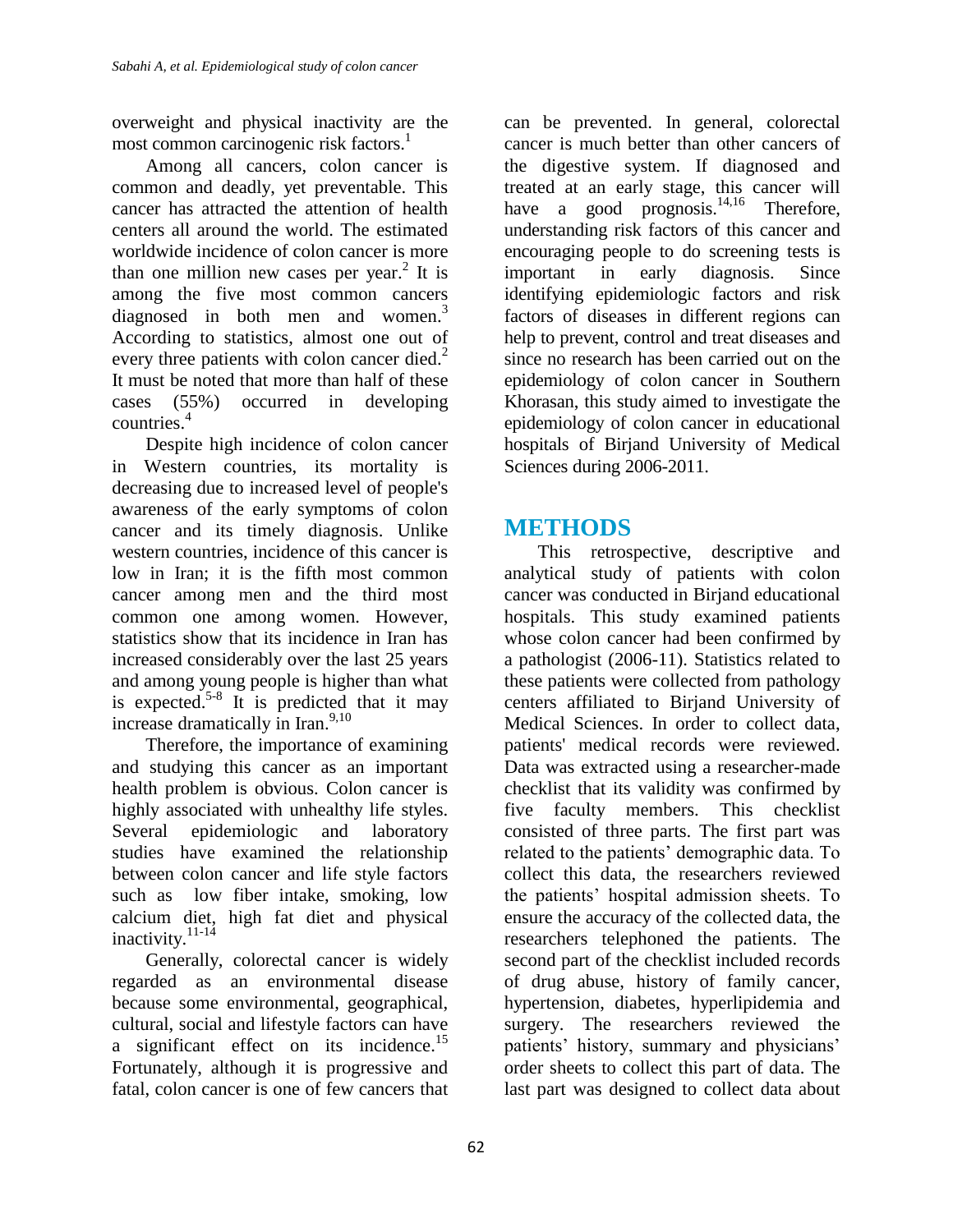overweight and physical inactivity are the most common carcinogenic risk factors.[1]

Among all cancers, colon cancer is common and deadly, yet preventable. This cancer has attracted the attention of health centers all around the world. The estimated worldwide incidence of colon cancer is more than one million new cases per year.[2] It is among the five most common cancers diagnosed in both men and women.[3] According to statistics, almost one out of every three patients with colon cancer died.[2] It must be noted that more than half of these cases (55%) occurred in developing countries.[4]

Despite high incidence of colon cancer in Western countries, its mortality is decreasing due to increased level of people's awareness of the early symptoms of colon cancer and its timely diagnosis. Unlike western countries, incidence of this cancer is low in Iran; it is the fifth most common cancer among men and the third most common one among women. However, statistics show that its incidence in Iran has increased considerably over the last 25 years and among young people is higher than what is expected.[5-8] It is predicted that it may increase dramatically in Iran.[9,10]

Therefore, the importance of examining and studying this cancer as an important health problem is obvious. Colon cancer is highly associated with unhealthy life styles. Several epidemiologic and laboratory studies have examined the relationship between colon cancer and life style factors such as low fiber intake, smoking, low calcium diet, high fat diet and physical inactivity.[11-14]

Generally, colorectal cancer is widely regarded as an environmental disease because some environmental, geographical, cultural, social and lifestyle factors can have a significant effect on its incidence.[15] Fortunately, although it is progressive and fatal, colon cancer is one of few cancers that can be prevented. In general, colorectal cancer is much better than other cancers of the digestive system. If diagnosed and treated at an early stage, this cancer will have a good prognosis.[14,16] Therefore, understanding risk factors of this cancer and encouraging people to do screening tests is important in early diagnosis. Since identifying epidemiologic factors and risk factors of diseases in different regions can help to prevent, control and treat diseases and since no research has been carried out on the epidemiology of colon cancer in Southern Khorasan, this study aimed to investigate the epidemiology of colon cancer in educational hospitals of Birjand University of Medical Sciences during 2006-2011.

## METHODS

This retrospective, descriptive and analytical study of patients with colon cancer was conducted in Birjand educational hospitals. This study examined patients whose colon cancer had been confirmed by a pathologist (2006-11). Statistics related to these patients were collected from pathology centers affiliated to Birjand University of Medical Sciences. In order to collect data, patients' medical records were reviewed. Data was extracted using a researcher-made checklist that its validity was confirmed by five faculty members. This checklist consisted of three parts. The first part was related to the patients' demographic data. To collect this data, the researchers reviewed the patients' hospital admission sheets. To ensure the accuracy of the collected data, the researchers telephoned the patients. The second part of the checklist included records of drug abuse, history of family cancer, hypertension, diabetes, hyperlipidemia and surgery. The researchers reviewed the patients' history, summary and physicians' order sheets to collect this part of data. The last part was designed to collect data about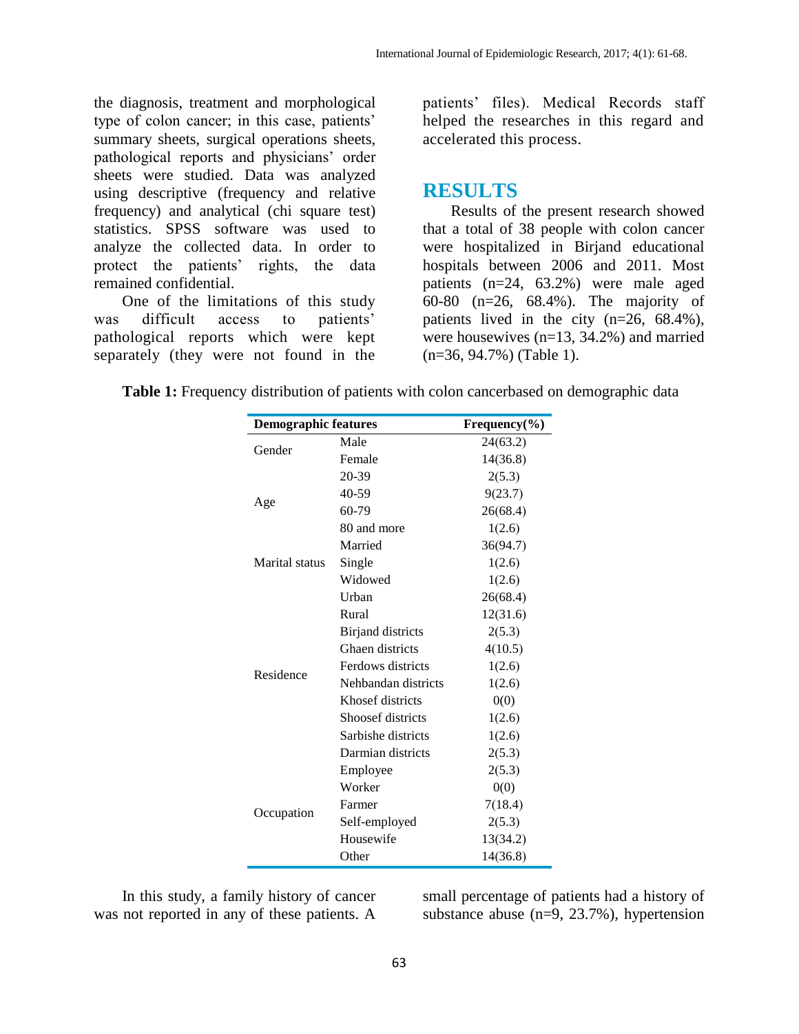the diagnosis, treatment and morphological type of colon cancer; in this case, patients' summary sheets, surgical operations sheets, pathological reports and physicians' order sheets were studied. Data was analyzed using descriptive (frequency and relative frequency) and analytical (chi square test) statistics. SPSS software was used to analyze the collected data. In order to protect the patients' rights, the data remained confidential.

One of the limitations of this study was difficult access to patients' pathological reports which were kept separately (they were not found in the patients' files). Medical Records staff helped the researches in this regard and accelerated this process.

## RESULTS

Results of the present research showed that a total of 38 people with colon cancer were hospitalized in Birjand educational hospitals between 2006 and 2011. Most patients (n=24, 63.2%) were male aged 60-80 (n=26, 68.4%). The majority of patients lived in the city (n=26, 68.4%), were housewives (n=13, 34.2%) and married (n=36, 94.7%) (Table 1).

**Table 1:** Frequency distribution of patients with colon cancerbased on demographic data

| Demographic features | | Frequency(%) |
|---|---|---|
| Gender | Male | 24(63.2) |
| | Female | 14(36.8) |
| Age | 20-39 | 2(5.3) |
| | 40-59 | 9(23.7) |
| | 60-79 | 26(68.4) |
| | 80 and more | 1(2.6) |
| Marital status | Married | 36(94.7) |
| | Single | 1(2.6) |
| | Widowed | 1(2.6) |
| Residence | Urban | 26(68.4) |
| | Rural | 12(31.6) |
| | Birjand districts | 2(5.3) |
| | Ghaen districts | 4(10.5) |
| | Ferdows districts | 1(2.6) |
| | Nehbandan districts | 1(2.6) |
| | Khosef districts | 0(0) |
| | Shoosef districts | 1(2.6) |
| | Sarbishe districts | 1(2.6) |
| | Darmian districts | 2(5.3) |
| Occupation | Employee | 2(5.3) |
| | Worker | 0(0) |
| | Farmer | 7(18.4) |
| | Self-employed | 2(5.3) |
| | Housewife | 13(34.2) |
| | Other | 14(36.8) |

In this study, a family history of cancer was not reported in any of these patients. A small percentage of patients had a history of substance abuse (n=9, 23.7%), hypertension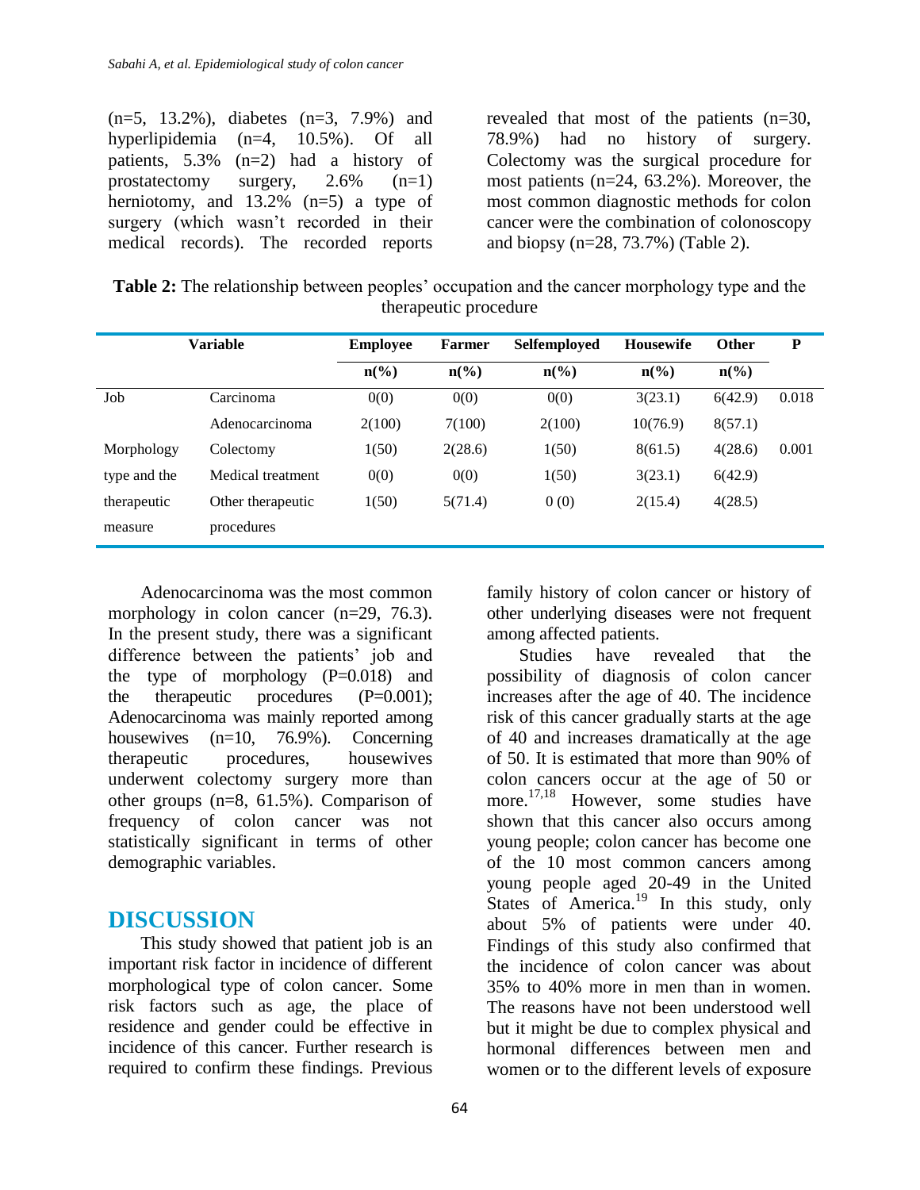(n=5, 13.2%), diabetes (n=3, 7.9%) and hyperlipidemia (n=4, 10.5%). Of all patients, 5.3% (n=2) had a history of prostatectomy surgery, 2.6% (n=1) herniotomy, and 13.2% (n=5) a type of surgery (which wasn't recorded in their medical records). The recorded reports revealed that most of the patients (n=30, 78.9%) had no history of surgery. Colectomy was the surgical procedure for most patients (n=24, 63.2%). Moreover, the most common diagnostic methods for colon cancer were the combination of colonoscopy and biopsy (n=28, 73.7%) (Table 2).

**Table 2:** The relationship between peoples' occupation and the cancer morphology type and the therapeutic procedure

| Variable | | Employee | Farmer | Selfemployed | Housewife | Other | P |
|---|---|---|---|---|---|---|---|
| | | n(%) | n(%) | n(%) | n(%) | n(%) | |
| Job | Carcinoma | 0(0) | 0(0) | 0(0) | 3(23.1) | 6(42.9) | 0.018 |
| | Adenocarcinoma | 2(100) | 7(100) | 2(100) | 10(76.9) | 8(57.1) | |
| Morphology type and the therapeutic measure | Colectomy | 1(50) | 2(28.6) | 1(50) | 8(61.5) | 4(28.6) | 0.001 |
| | Medical treatment | 0(0) | 0(0) | 1(50) | 3(23.1) | 6(42.9) | |
| | Other therapeutic procedures | 1(50) | 5(71.4) | 0 (0) | 2(15.4) | 4(28.5) | |

Adenocarcinoma was the most common morphology in colon cancer (n=29, 76.3). In the present study, there was a significant difference between the patients' job and the type of morphology (P=0.018) and the therapeutic procedures (P=0.001); Adenocarcinoma was mainly reported among housewives (n=10, 76.9%). Concerning therapeutic procedures, housewives underwent colectomy surgery more than other groups (n=8, 61.5%). Comparison of frequency of colon cancer was not statistically significant in terms of other demographic variables.

## DISCUSSION

This study showed that patient job is an important risk factor in incidence of different morphological type of colon cancer. Some risk factors such as age, the place of residence and gender could be effective in incidence of this cancer. Further research is required to confirm these findings. Previous family history of colon cancer or history of other underlying diseases were not frequent among affected patients.

Studies have revealed that the possibility of diagnosis of colon cancer increases after the age of 40. The incidence risk of this cancer gradually starts at the age of 40 and increases dramatically at the age of 50. It is estimated that more than 90% of colon cancers occur at the age of 50 or more.[17,18] However, some studies have shown that this cancer also occurs among young people; colon cancer has become one of the 10 most common cancers among young people aged 20-49 in the United States of America.[19] In this study, only about 5% of patients were under 40. Findings of this study also confirmed that the incidence of colon cancer was about 35% to 40% more in men than in women. The reasons have not been understood well but it might be due to complex physical and hormonal differences between men and women or to the different levels of exposure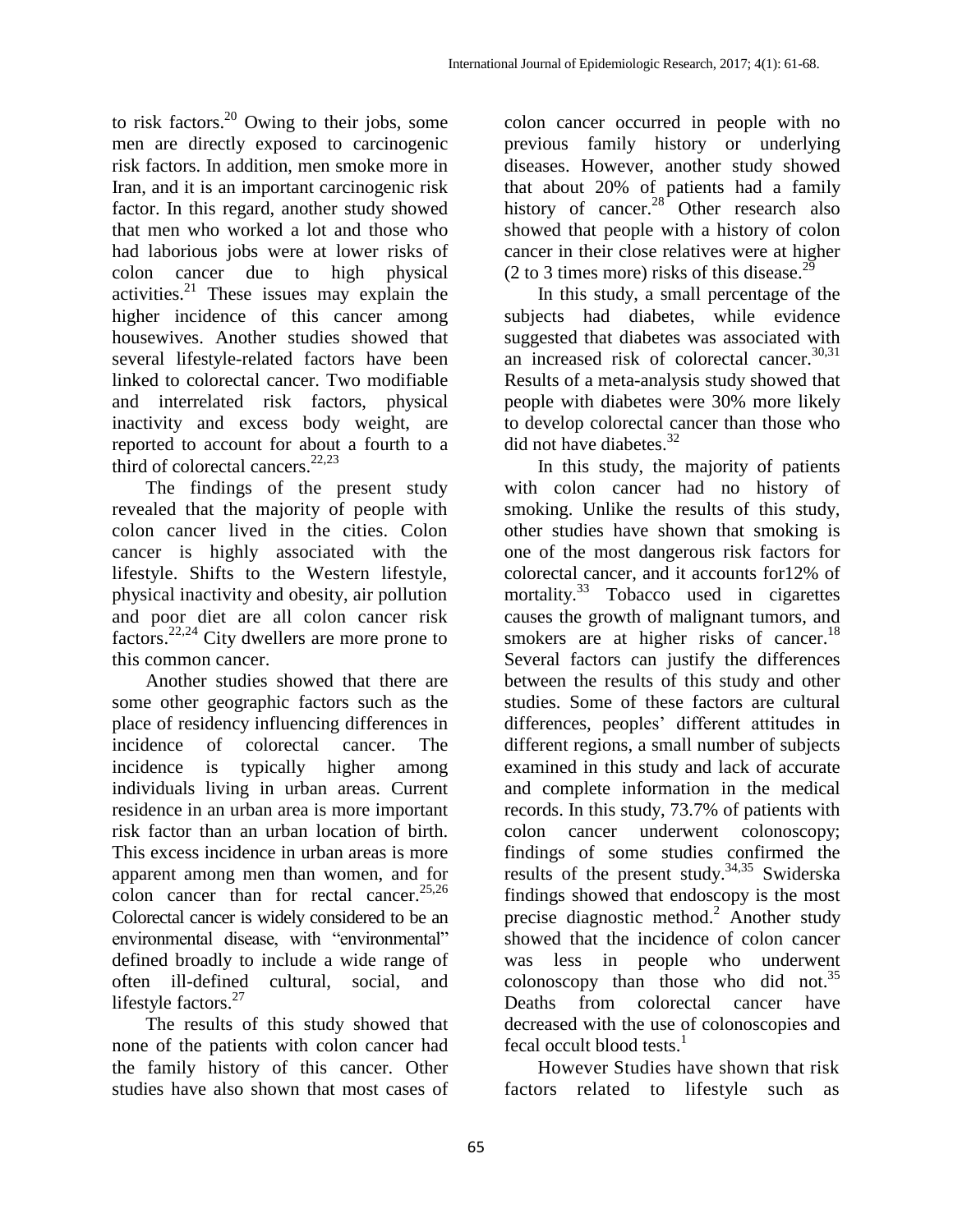to risk factors.[20] Owing to their jobs, some men are directly exposed to carcinogenic risk factors. In addition, men smoke more in Iran, and it is an important carcinogenic risk factor. In this regard, another study showed that men who worked a lot and those who had laborious jobs were at lower risks of colon cancer due to high physical activities.[21] These issues may explain the higher incidence of this cancer among housewives. Another studies showed that several lifestyle-related factors have been linked to colorectal cancer. Two modifiable and interrelated risk factors, physical inactivity and excess body weight, are reported to account for about a fourth to a third of colorectal cancers.[22,23]

The findings of the present study revealed that the majority of people with colon cancer lived in the cities. Colon cancer is highly associated with the lifestyle. Shifts to the Western lifestyle, physical inactivity and obesity, air pollution and poor diet are all colon cancer risk factors.[22,24] City dwellers are more prone to this common cancer.

Another studies showed that there are some other geographic factors such as the place of residency influencing differences in incidence of colorectal cancer. The incidence is typically higher among individuals living in urban areas. Current residence in an urban area is more important risk factor than an urban location of birth. This excess incidence in urban areas is more apparent among men than women, and for colon cancer than for rectal cancer.[25,26] Colorectal cancer is widely considered to be an environmental disease, with "environmental" defined broadly to include a wide range of often ill-defined cultural, social, and lifestyle factors.[27]

The results of this study showed that none of the patients with colon cancer had the family history of this cancer. Other studies have also shown that most cases of colon cancer occurred in people with no previous family history or underlying diseases. However, another study showed that about 20% of patients had a family history of cancer.[28] Other research also showed that people with a history of colon cancer in their close relatives were at higher (2 to 3 times more) risks of this disease.[29]

In this study, a small percentage of the subjects had diabetes, while evidence suggested that diabetes was associated with an increased risk of colorectal cancer.[30,31] Results of a meta-analysis study showed that people with diabetes were 30% more likely to develop colorectal cancer than those who did not have diabetes.[32]

In this study, the majority of patients with colon cancer had no history of smoking. Unlike the results of this study, other studies have shown that smoking is one of the most dangerous risk factors for colorectal cancer, and it accounts for12% of mortality.[33] Tobacco used in cigarettes causes the growth of malignant tumors, and smokers are at higher risks of cancer.[18] Several factors can justify the differences between the results of this study and other studies. Some of these factors are cultural differences, peoples' different attitudes in different regions, a small number of subjects examined in this study and lack of accurate and complete information in the medical records. In this study, 73.7% of patients with colon cancer underwent colonoscopy; findings of some studies confirmed the results of the present study.[34,35] Swiderska findings showed that endoscopy is the most precise diagnostic method.[2] Another study showed that the incidence of colon cancer was less in people who underwent colonoscopy than those who did not.[35] Deaths from colorectal cancer have decreased with the use of colonoscopies and fecal occult blood tests.[1]

However Studies have shown that risk factors related to lifestyle such as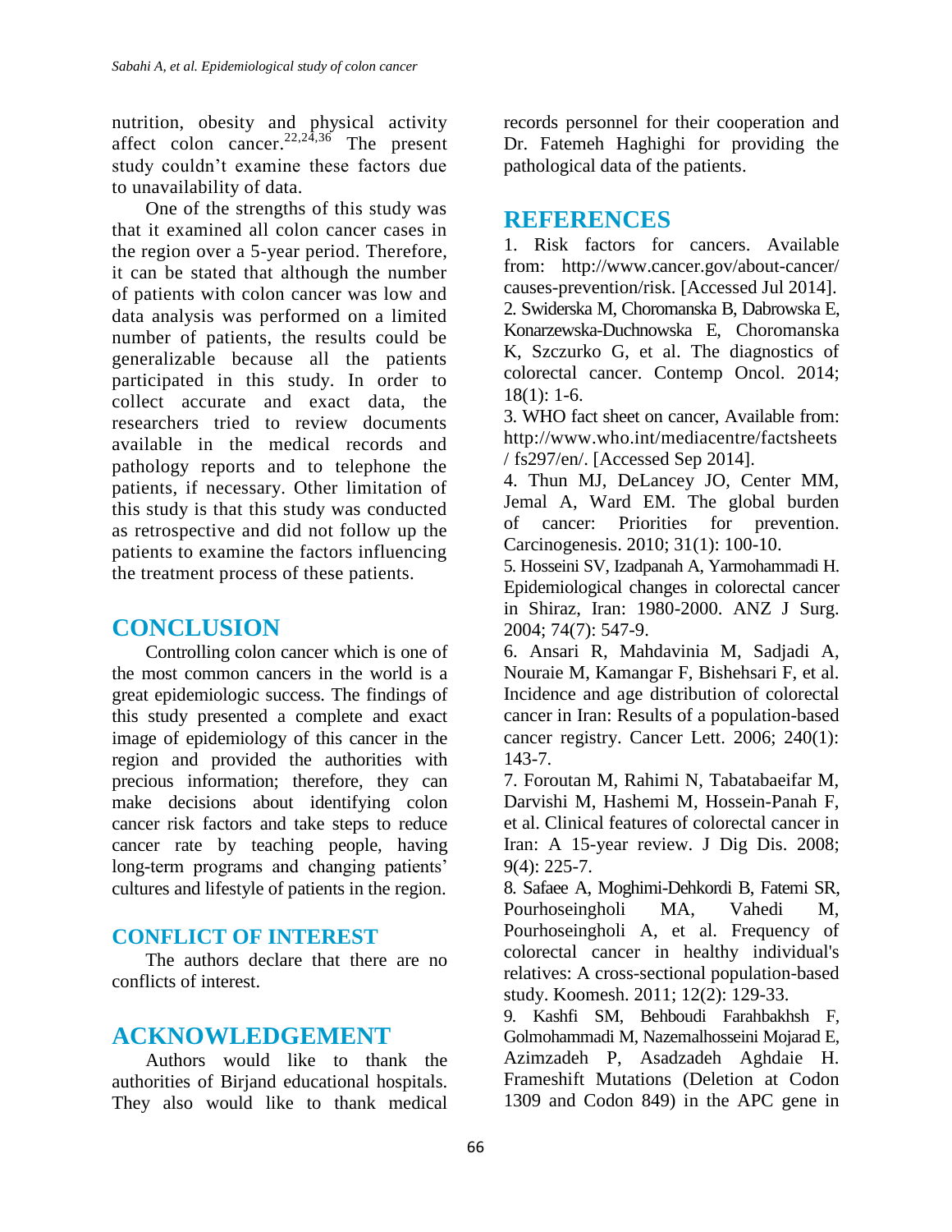nutrition, obesity and physical activity affect colon cancer.[22,24,36] The present study couldn't examine these factors due to unavailability of data.

One of the strengths of this study was that it examined all colon cancer cases in the region over a 5-year period. Therefore, it can be stated that although the number of patients with colon cancer was low and data analysis was performed on a limited number of patients, the results could be generalizable because all the patients participated in this study. In order to collect accurate and exact data, the researchers tried to review documents available in the medical records and pathology reports and to telephone the patients, if necessary. Other limitation of this study is that this study was conducted as retrospective and did not follow up the patients to examine the factors influencing the treatment process of these patients.

# CONCLUSION

Controlling colon cancer which is one of the most common cancers in the world is a great epidemiologic success. The findings of this study presented a complete and exact image of epidemiology of this cancer in the region and provided the authorities with precious information; therefore, they can make decisions about identifying colon cancer risk factors and take steps to reduce cancer rate by teaching people, having long-term programs and changing patients' cultures and lifestyle of patients in the region.

## CONFLICT OF INTEREST

The authors declare that there are no conflicts of interest.

# ACKNOWLEDGEMENT

Authors would like to thank the authorities of Birjand educational hospitals. They also would like to thank medical records personnel for their cooperation and Dr. Fatemeh Haghighi for providing the pathological data of the patients.

# REFERENCES

1. Risk factors for cancers. Available from: http://www.cancer.gov/about-cancer/causes-prevention/risk. [Accessed Jul 2014].
2. Swiderska M, Choromanska B, Dabrowska E, Konarzewska-Duchnowska E, Choromanska K, Szczurko G, et al. The diagnostics of colorectal cancer. Contemp Oncol. 2014; 18(1): 1-6.
3. WHO fact sheet on cancer, Available from: http://www.who.int/mediacentre/factsheets / fs297/en/. [Accessed Sep 2014].
4. Thun MJ, DeLancey JO, Center MM, Jemal A, Ward EM. The global burden of cancer: Priorities for prevention. Carcinogenesis. 2010; 31(1): 100-10.
5. Hosseini SV, Izadpanah A, Yarmohammadi H. Epidemiological changes in colorectal cancer in Shiraz, Iran: 1980-2000. ANZ J Surg. 2004; 74(7): 547-9.
6. Ansari R, Mahdavinia M, Sadjadi A, Nouraie M, Kamangar F, Bishehsari F, et al. Incidence and age distribution of colorectal cancer in Iran: Results of a population-based cancer registry. Cancer Lett. 2006; 240(1): 143-7.
7. Foroutan M, Rahimi N, Tabatabaeifar M, Darvishi M, Hashemi M, Hossein-Panah F, et al. Clinical features of colorectal cancer in Iran: A 15-year review. J Dig Dis. 2008; 9(4): 225-7.
8. Safaee A, Moghimi-Dehkordi B, Fatemi SR, Pourhoseingholi MA, Vahedi M, Pourhoseingholi A, et al. Frequency of colorectal cancer in healthy individual's relatives: A cross-sectional population-based study. Koomesh. 2011; 12(2): 129-33.
9. Kashfi SM, Behboudi Farahbakhsh F, Golmohammadi M, Nazemalhosseini Mojarad E, Azimzadeh P, Asadzadeh Aghdaie H. Frameshift Mutations (Deletion at Codon 1309 and Codon 849) in the APC gene in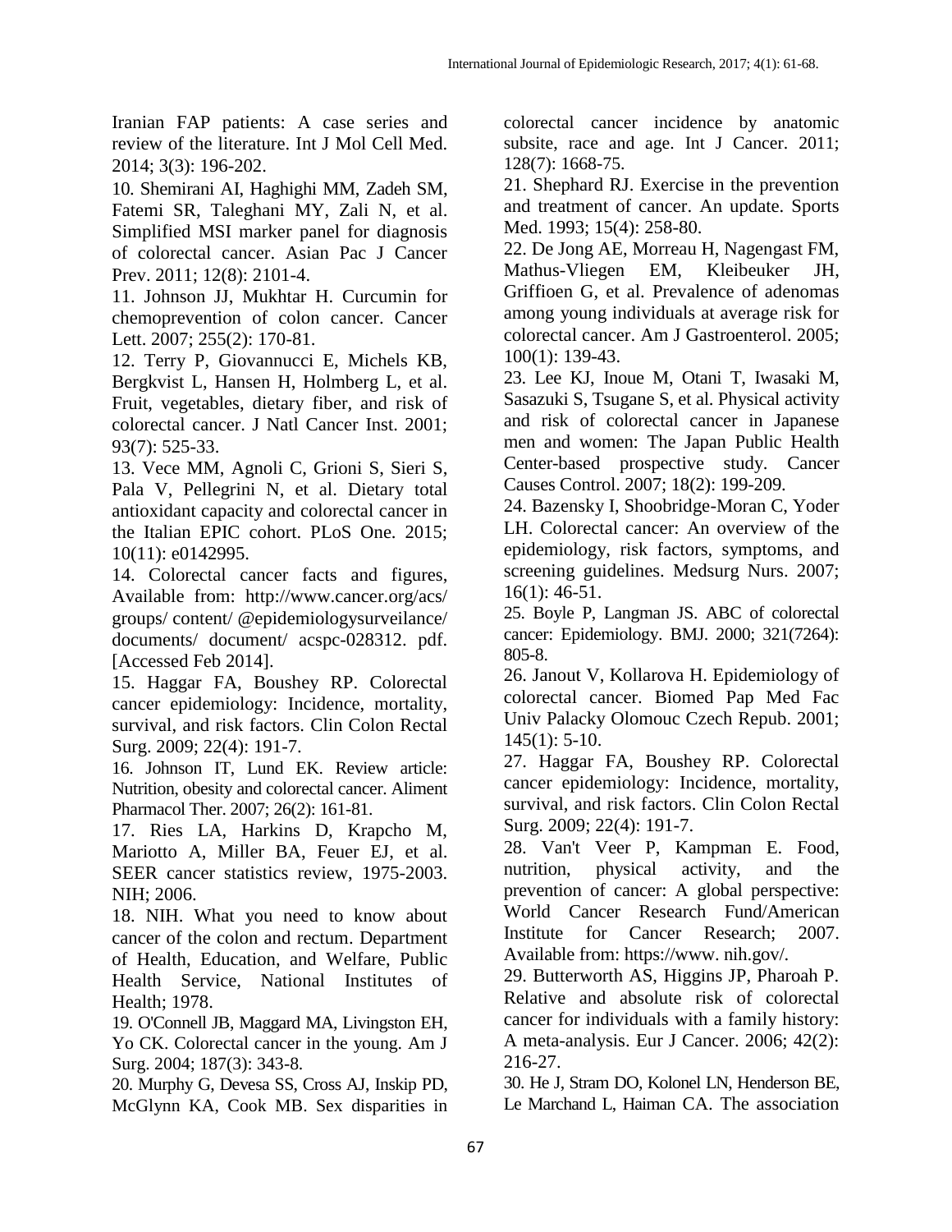Iranian FAP patients: A case series and review of the literature. Int J Mol Cell Med. 2014; 3(3): 196-202.

10. Shemirani AI, Haghighi MM, Zadeh SM, Fatemi SR, Taleghani MY, Zali N, et al. Simplified MSI marker panel for diagnosis of colorectal cancer. Asian Pac J Cancer Prev. 2011; 12(8): 2101-4.

11. Johnson JJ, Mukhtar H. Curcumin for chemoprevention of colon cancer. Cancer Lett. 2007; 255(2): 170-81.

12. Terry P, Giovannucci E, Michels KB, Bergkvist L, Hansen H, Holmberg L, et al. Fruit, vegetables, dietary fiber, and risk of colorectal cancer. J Natl Cancer Inst. 2001; 93(7): 525-33.

13. Vece MM, Agnoli C, Grioni S, Sieri S, Pala V, Pellegrini N, et al. Dietary total antioxidant capacity and colorectal cancer in the Italian EPIC cohort. PLoS One. 2015; 10(11): e0142995.

14. Colorectal cancer facts and figures, Available from: http://www.cancer.org/acs/ groups/ content/ @epidemiologysurveilance/ documents/ document/ acspc-028312. pdf. [Accessed Feb 2014].

15. Haggar FA, Boushey RP. Colorectal cancer epidemiology: Incidence, mortality, survival, and risk factors. Clin Colon Rectal Surg. 2009; 22(4): 191-7.

16. Johnson IT, Lund EK. Review article: Nutrition, obesity and colorectal cancer. Aliment Pharmacol Ther. 2007; 26(2): 161-81.

17. Ries LA, Harkins D, Krapcho M, Mariotto A, Miller BA, Feuer EJ, et al. SEER cancer statistics review, 1975-2003. NIH; 2006.

18. NIH. What you need to know about cancer of the colon and rectum. Department of Health, Education, and Welfare, Public Health Service, National Institutes of Health; 1978.

19. O'Connell JB, Maggard MA, Livingston EH, Yo CK. Colorectal cancer in the young. Am J Surg. 2004; 187(3): 343-8.

20. Murphy G, Devesa SS, Cross AJ, Inskip PD, McGlynn KA, Cook MB. Sex disparities in colorectal cancer incidence by anatomic subsite, race and age. Int J Cancer. 2011; 128(7): 1668-75.

21. Shephard RJ. Exercise in the prevention and treatment of cancer. An update. Sports Med. 1993; 15(4): 258-80.

22. De Jong AE, Morreau H, Nagengast FM, Mathus-Vliegen EM, Kleibeuker JH, Griffioen G, et al. Prevalence of adenomas among young individuals at average risk for colorectal cancer. Am J Gastroenterol. 2005; 100(1): 139-43.

23. Lee KJ, Inoue M, Otani T, Iwasaki M, Sasazuki S, Tsugane S, et al. Physical activity and risk of colorectal cancer in Japanese men and women: The Japan Public Health Center-based prospective study. Cancer Causes Control. 2007; 18(2): 199-209.

24. Bazensky I, Shoobridge-Moran C, Yoder LH. Colorectal cancer: An overview of the epidemiology, risk factors, symptoms, and screening guidelines. Medsurg Nurs. 2007; 16(1): 46-51.

25. Boyle P, Langman JS. ABC of colorectal cancer: Epidemiology. BMJ. 2000; 321(7264): 805-8.

26. Janout V, Kollarova H. Epidemiology of colorectal cancer. Biomed Pap Med Fac Univ Palacky Olomouc Czech Repub. 2001; 145(1): 5-10.

27. Haggar FA, Boushey RP. Colorectal cancer epidemiology: Incidence, mortality, survival, and risk factors. Clin Colon Rectal Surg. 2009; 22(4): 191-7.

28. Van't Veer P, Kampman E. Food, nutrition, physical activity, and the prevention of cancer: A global perspective: World Cancer Research Fund/American Institute for Cancer Research; 2007. Available from: https://www. nih.gov/.

29. Butterworth AS, Higgins JP, Pharoah P. Relative and absolute risk of colorectal cancer for individuals with a family history: A meta-analysis. Eur J Cancer. 2006; 42(2): 216-27.

30. He J, Stram DO, Kolonel LN, Henderson BE, Le Marchand L, Haiman CA. The association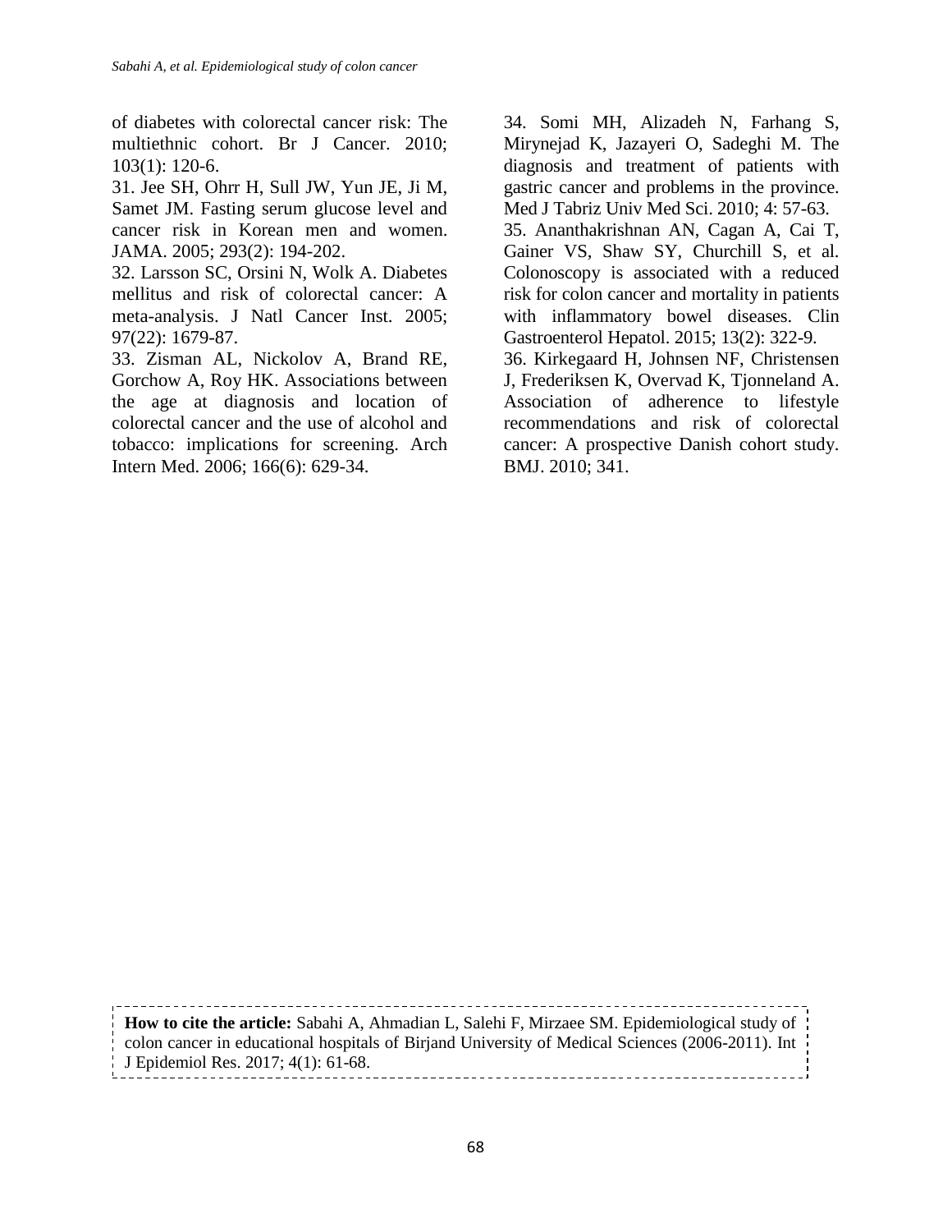of diabetes with colorectal cancer risk: The multiethnic cohort. Br J Cancer. 2010; 103(1): 120-6.

31. Jee SH, Ohrr H, Sull JW, Yun JE, Ji M, Samet JM. Fasting serum glucose level and cancer risk in Korean men and women. JAMA. 2005; 293(2): 194-202.

32. Larsson SC, Orsini N, Wolk A. Diabetes mellitus and risk of colorectal cancer: A meta-analysis. J Natl Cancer Inst. 2005; 97(22): 1679-87.

33. Zisman AL, Nickolov A, Brand RE, Gorchow A, Roy HK. Associations between the age at diagnosis and location of colorectal cancer and the use of alcohol and tobacco: implications for screening. Arch Intern Med. 2006; 166(6): 629-34.

34. Somi MH, Alizadeh N, Farhang S, Mirynejad K, Jazayeri O, Sadeghi M. The diagnosis and treatment of patients with gastric cancer and problems in the province. Med J Tabriz Univ Med Sci. 2010; 4: 57-63.

35. Ananthakrishnan AN, Cagan A, Cai T, Gainer VS, Shaw SY, Churchill S, et al. Colonoscopy is associated with a reduced risk for colon cancer and mortality in patients with inflammatory bowel diseases. Clin Gastroenterol Hepatol. 2015; 13(2): 322-9.

36. Kirkegaard H, Johnsen NF, Christensen J, Frederiksen K, Overvad K, Tjonneland A. Association of adherence to lifestyle recommendations and risk of colorectal cancer: A prospective Danish cohort study. BMJ. 2010; 341.

**How to cite the article:** Sabahi A, Ahmadian L, Salehi F, Mirzaee SM. Epidemiological study of colon cancer in educational hospitals of Birjand University of Medical Sciences (2006-2011). Int J Epidemiol Res. 2017; 4(1): 61-68.